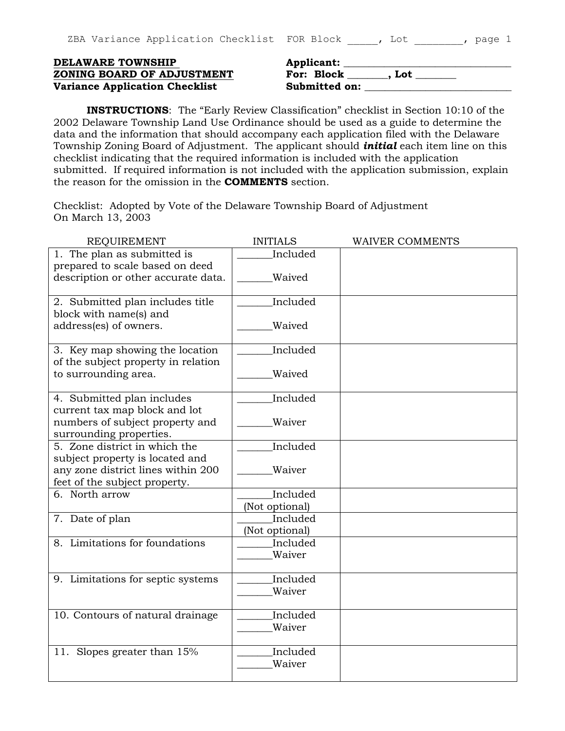**DELAWARE TOWNSHIP**
**ZONING BOARD OF ADJUSTMENT**
**Variance Application Checklist**

**Applicant:** ______________________________
**For: Block** _______, **Lot** _______
**Submitted on:** ___________________________

**INSTRUCTIONS**: The "Early Review Classification" checklist in Section 10:10 of the 2002 Delaware Township Land Use Ordinance should be used as a guide to determine the data and the information that should accompany each application filed with the Delaware Township Zoning Board of Adjustment. The applicant should ***initial*** each item line on this checklist indicating that the required information is included with the application submitted. If required information is not included with the application submission, explain the reason for the omission in the **COMMENTS** section.

Checklist: Adopted by Vote of the Delaware Township Board of Adjustment
On March 13, 2003

| REQUIREMENT | INITIALS | WAIVER COMMENTS |
|---|---|---|
| 1. The plan as submitted is prepared to scale based on deed description or other accurate data. | ______Included<br><br>______Waived | |
| 2. Submitted plan includes title block with name(s) and address(es) of owners. | ______Included<br><br>______Waived | |
| 3. Key map showing the location of the subject property in relation to surrounding area. | ______Included<br><br>______Waived | |
| 4. Submitted plan includes current tax map block and lot numbers of subject property and surrounding properties. | ______Included<br><br>______Waiver | |
| 5. Zone district in which the subject property is located and any zone district lines within 200 feet of the subject property. | ______Included<br><br>______Waiver | |
| 6. North arrow | ______Included<br>(Not optional) | |
| 7. Date of plan | ______Included<br>(Not optional) | |
| 8. Limitations for foundations | ______Included<br>______Waiver | |
| 9. Limitations for septic systems | ______Included<br>______Waiver | |
| 10. Contours of natural drainage | ______Included<br>______Waiver | |
| 11. Slopes greater than 15% | ______Included<br>______Waiver | |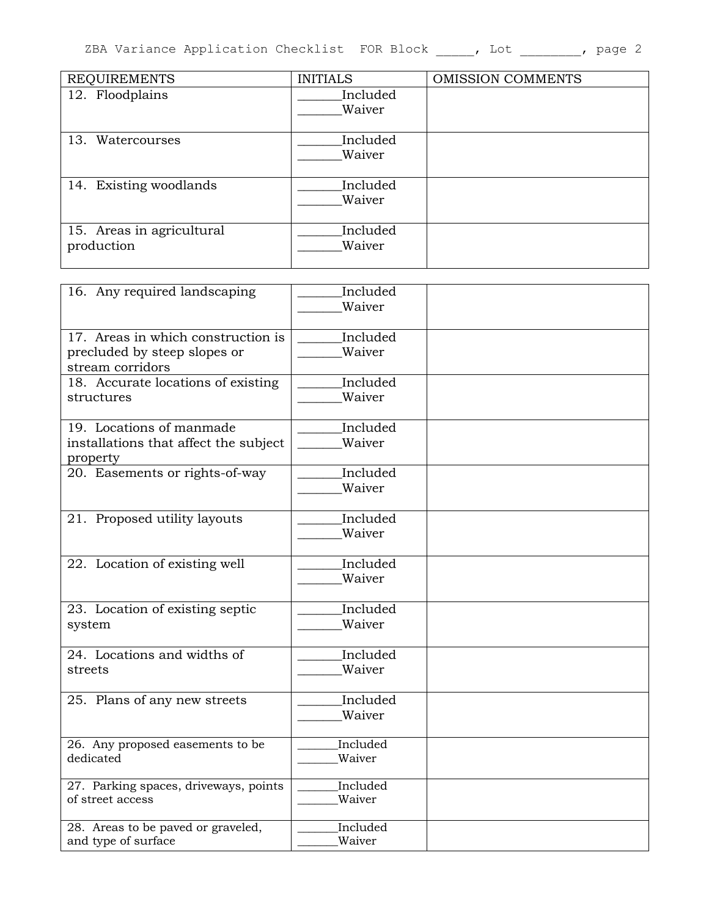| REQUIREMENTS | INITIALS | OMISSION COMMENTS |
|---|---|---|
| 12. Floodplains | ______Included<br>______Waiver | |
| 13. Watercourses | ______Included<br>______Waiver | |
| 14. Existing woodlands | ______Included<br>______Waiver | |
| 15. Areas in agricultural production | ______Included<br>______Waiver | |
| 16. Any required landscaping | ______Included<br>______Waiver | |
| 17. Areas in which construction is precluded by steep slopes or stream corridors | ______Included<br>______Waiver | |
| 18. Accurate locations of existing structures | ______Included<br>______Waiver | |
| 19. Locations of manmade installations that affect the subject property | ______Included<br>______Waiver | |
| 20. Easements or rights-of-way | ______Included<br>______Waiver | |
| 21. Proposed utility layouts | ______Included<br>______Waiver | |
| 22. Location of existing well | ______Included<br>______Waiver | |
| 23. Location of existing septic system | ______Included<br>______Waiver | |
| 24. Locations and widths of streets | ______Included<br>______Waiver | |
| 25. Plans of any new streets | ______Included<br>______Waiver | |
| 26. Any proposed easements to be dedicated | ______Included<br>______Waiver | |
| 27. Parking spaces, driveways, points of street access | ______Included<br>______Waiver | |
| 28. Areas to be paved or graveled, and type of surface | ______Included<br>______Waiver | |